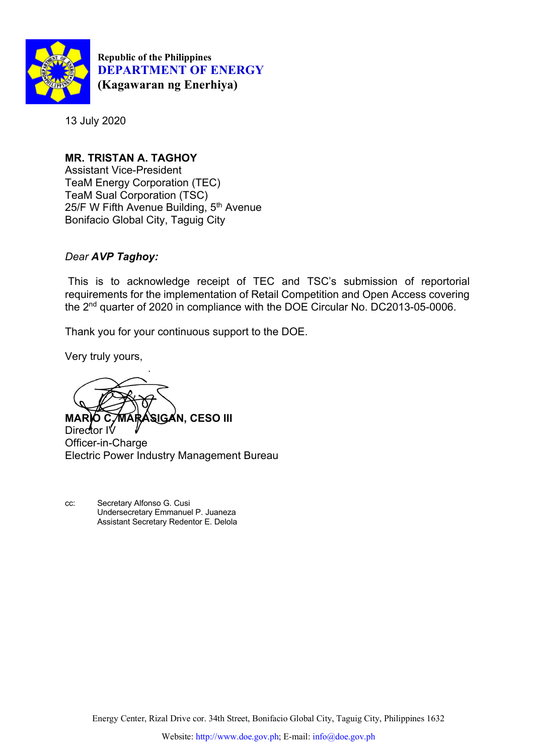Republic of the Philippines
**DEPARTMENT OF ENERGY**
**(Kagawaran ng Enerhiya)**

13 July 2020

**MR. TRISTAN A. TAGHOY**
Assistant Vice-President
TeaM Energy Corporation (TEC)
TeaM Sual Corporation (TSC)
25/F W Fifth Avenue Building, 5th Avenue
Bonifacio Global City, Taguig City

*Dear **AVP Taghoy:***

This is to acknowledge receipt of TEC and TSC's submission of reportorial requirements for the implementation of Retail Competition and Open Access covering the 2nd quarter of 2020 in compliance with the DOE Circular No. DC2013-05-0006.

Thank you for your continuous support to the DOE.

Very truly yours,

**MARIO C. MARASIGAN, CESO III**
Director IV
Officer-in-Charge
Electric Power Industry Management Bureau

cc: Secretary Alfonso G. Cusi
Undersecretary Emmanuel P. Juaneza
Assistant Secretary Redentor E. Delola

Energy Center, Rizal Drive cor. 34th Street, Bonifacio Global City, Taguig City, Philippines 1632

Website: http://www.doe.gov.ph; E-mail: info@doe.gov.ph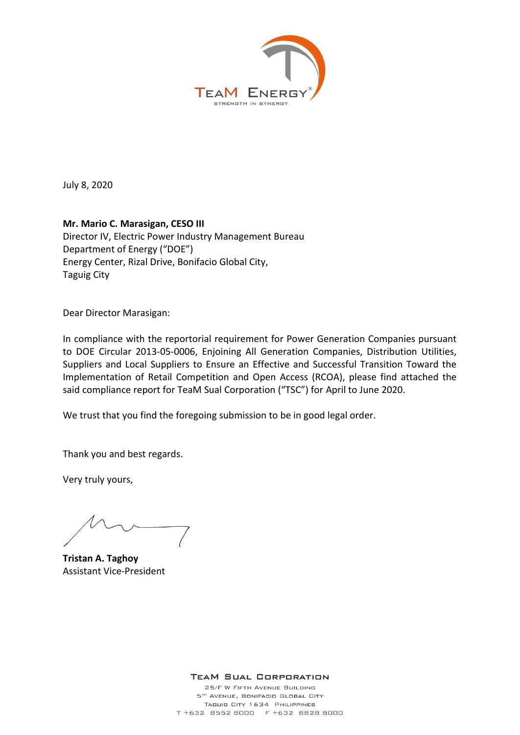TEAM ENERGY
STRENGTH IN SYNERGY

July 8, 2020

**Mr. Mario C. Marasigan, CESO III**
Director IV, Electric Power Industry Management Bureau
Department of Energy ("DOE")
Energy Center, Rizal Drive, Bonifacio Global City,
Taguig City

Dear Director Marasigan:

In compliance with the reportorial requirement for Power Generation Companies pursuant to DOE Circular 2013-05-0006, Enjoining All Generation Companies, Distribution Utilities, Suppliers and Local Suppliers to Ensure an Effective and Successful Transition Toward the Implementation of Retail Competition and Open Access (RCOA), please find attached the said compliance report for TeaM Sual Corporation ("TSC") for April to June 2020.

We trust that you find the foregoing submission to be in good legal order.

Thank you and best regards.

Very truly yours,

**Tristan A. Taghoy**
Assistant Vice-President

TEAM SUAL CORPORATION
25/F W Fifth Avenue Building
5TH Avenue, Bonifacio Global City
Taguig City 1634 Philippines
T +632 8552 8000 F +632 8828 8000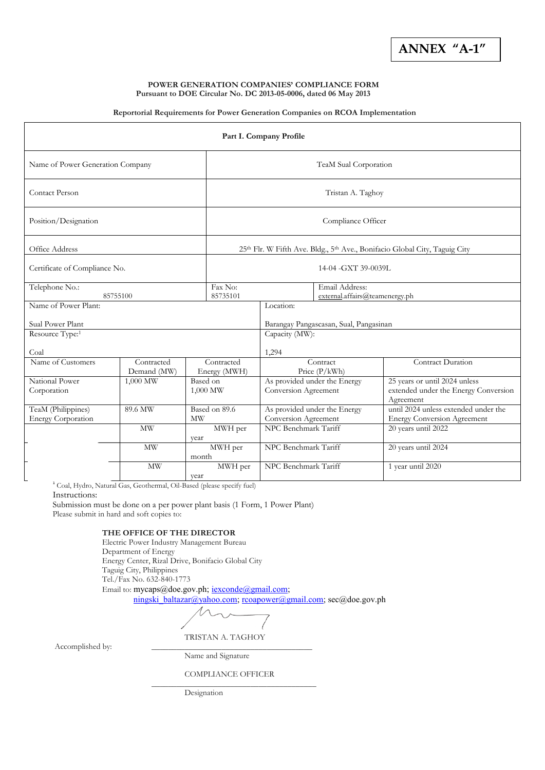**ANNEX "A-1"**

**POWER GENERATION COMPANIES' COMPLIANCE FORM**
**Pursuant to DOE Circular No. DC 2013-05-0006, dated 06 May 2013**

**Reportorial Requirements for Power Generation Companies on RCOA Implementation**

| **Part I. Company Profile** | | | | |
|---|---|---|---|---|
| Name of Power Generation Company | TeaM Sual Corporation | | | |
| Contact Person | Tristan A. Taghoy | | | |
| Position/Designation | Compliance Officer | | | |
| Office Address | 25th Flr. W Fifth Ave. Bldg., 5th Ave., Bonifacio Global City, Taguig City | | | |
| Certificate of Compliance No. | 14-04 -GXT 39-0039L | | | |
| Telephone No.: 85755100 | Fax No: 85735101 | Email Address: external.affairs@teamenergy.ph | | |
| Name of Power Plant: Sual Power Plant | | Location: Barangay Pangascasan, Sual, Pangasinan | | |
| Resource Type:[1] Coal | | Capacity (MW): 1,294 | | |
| Name of Customers | Contracted Demand (MW) | Contracted Energy (MWH) | Contract Price (P/kWh) | Contract Duration |
| National Power Corporation | 1,000 MW | Based on 1,000 MW | As provided under the Energy Conversion Agreement | 25 years or until 2024 unless extended under the Energy Conversion Agreement |
| TeaM (Philippines) Energy Corporation | 89.6 MW | Based on 89.6 MW | As provided under the Energy Conversion Agreement | until 2024 unless extended under the Energy Conversion Agreement |
| | MW | MWH per year | NPC Benchmark Tariff | 20 years until 2022 |
| | MW | MWH per month | NPC Benchmark Tariff | 20 years until 2024 |
| | MW | MWH per year | NPC Benchmark Tariff | 1 year until 2020 |

[1] Coal, Hydro, Natural Gas, Geothermal, Oil-Based (please specify fuel)

Instructions:
Submission must be done on a per power plant basis (1 Form, 1 Power Plant)
Please submit in hard and soft copies to:

**THE OFFICE OF THE DIRECTOR**
Electric Power Industry Management Bureau
Department of Energy
Energy Center, Rizal Drive, Bonifacio Global City
Taguig City, Philippines
Tel./Fax No. 632-840-1773
Email to: mycaps@doe.gov.ph; iexconde@gmail.com; ningski_baltazar@yahoo.com; rcoapower@gmail.com; sec@doe.gov.ph

Accomplished by:

TRISTAN A. TAGHOY
Name and Signature

COMPLIANCE OFFICER
Designation